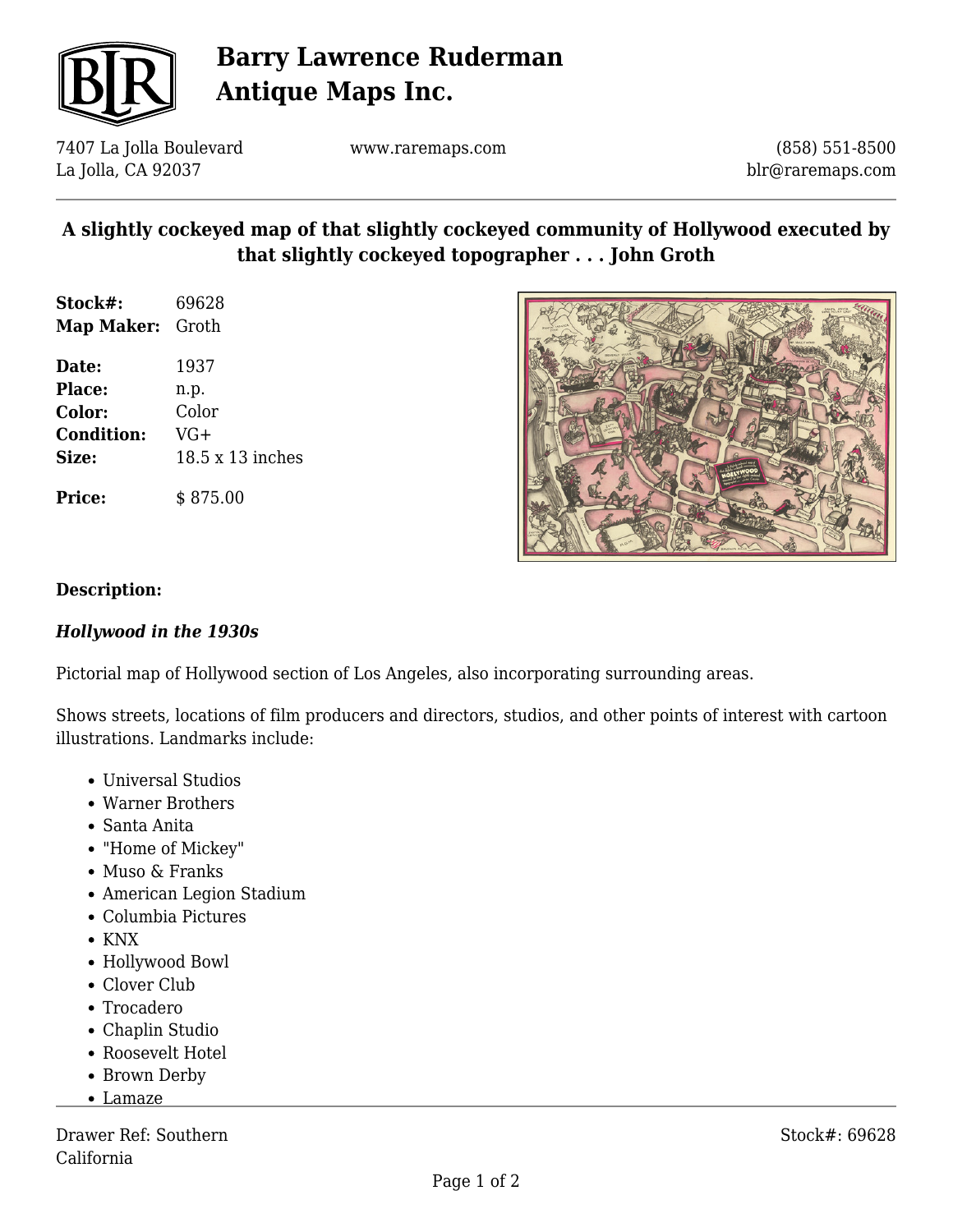# Barry Lawrence Ruderman Antique Maps Inc.

7407 La Jolla Boulevard
La Jolla, CA 92037

www.raremaps.com

(858) 551-8500
blr@raremaps.com

## A slightly cockeyed map of that slightly cockeyed community of Hollywood executed by that slightly cockeyed topographer . . . John Groth

**Stock#:** 69628
**Map Maker:** Groth

**Date:** 1937
**Place:** n.p.
**Color:** Color
**Condition:** VG+
**Size:** 18.5 x 13 inches

**Price:** $ 875.00

**Description:**

***Hollywood in the 1930s***

Pictorial map of Hollywood section of Los Angeles, also incorporating surrounding areas.

Shows streets, locations of film producers and directors, studios, and other points of interest with cartoon illustrations. Landmarks include:

- Universal Studios
- Warner Brothers
- Santa Anita
- "Home of Mickey"
- Muso & Franks
- American Legion Stadium
- Columbia Pictures
- KNX
- Hollywood Bowl
- Clover Club
- Trocadero
- Chaplin Studio
- Roosevelt Hotel
- Brown Derby
- Lamaze

Drawer Ref: Southern California

Stock#: 69628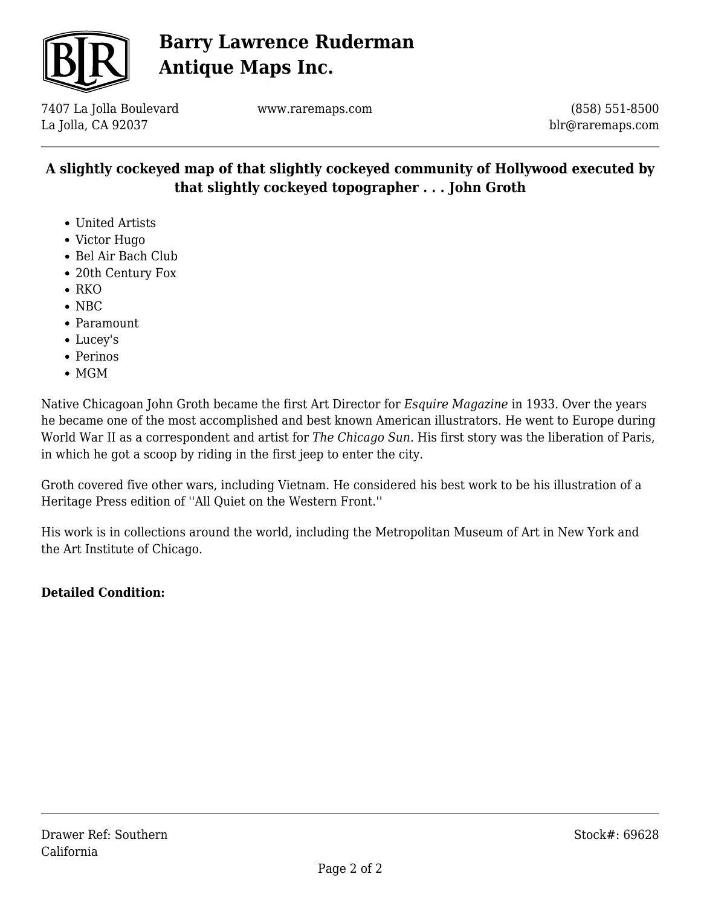**A slightly cockeyed map of that slightly cockeyed community of Hollywood executed by that slightly cockeyed topographer . . . John Groth**

- United Artists
- Victor Hugo
- Bel Air Bach Club
- 20th Century Fox
- RKO
- NBC
- Paramount
- Lucey's
- Perinos
- MGM

Native Chicagoan John Groth became the first Art Director for *Esquire Magazine* in 1933. Over the years he became one of the most accomplished and best known American illustrators. He went to Europe during World War II as a correspondent and artist for *The Chicago Sun*. His first story was the liberation of Paris, in which he got a scoop by riding in the first jeep to enter the city.

Groth covered five other wars, including Vietnam. He considered his best work to be his illustration of a Heritage Press edition of ''All Quiet on the Western Front.''

His work is in collections around the world, including the Metropolitan Museum of Art in New York and the Art Institute of Chicago.

**Detailed Condition:**

Drawer Ref: Southern California

Stock#: 69628